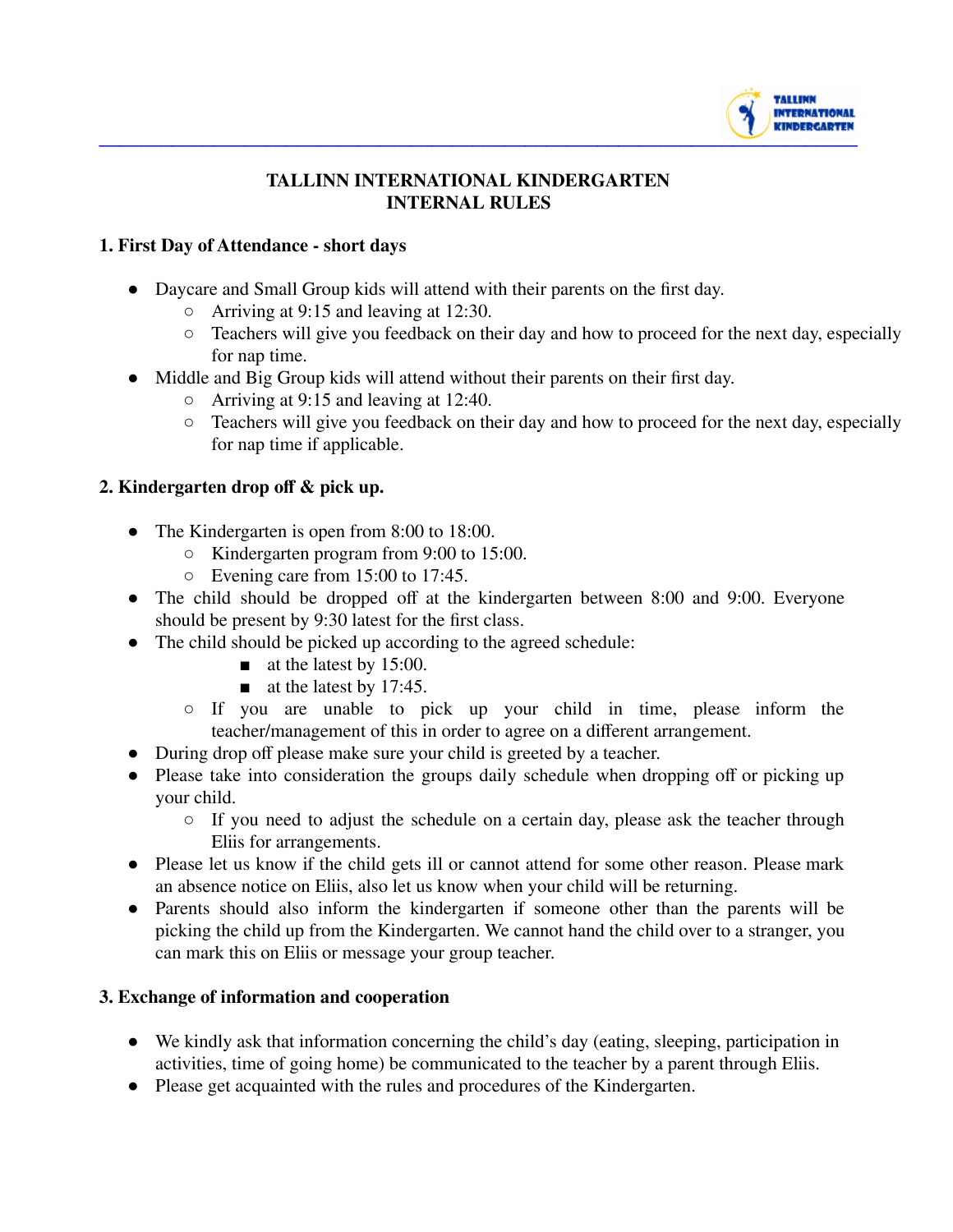# TALLINN INTERNATIONAL KINDERGARTEN
# INTERNAL RULES

## 1. First Day of Attendance - short days

- Daycare and Small Group kids will attend with their parents on the first day.
  - Arriving at 9:15 and leaving at 12:30.
  - Teachers will give you feedback on their day and how to proceed for the next day, especially for nap time.
- Middle and Big Group kids will attend without their parents on their first day.
  - Arriving at 9:15 and leaving at 12:40.
  - Teachers will give you feedback on their day and how to proceed for the next day, especially for nap time if applicable.

## 2. Kindergarten drop off & pick up.

- The Kindergarten is open from 8:00 to 18:00.
  - Kindergarten program from 9:00 to 15:00.
  - Evening care from 15:00 to 17:45.
- The child should be dropped off at the kindergarten between 8:00 and 9:00. Everyone should be present by 9:30 latest for the first class.
- The child should be picked up according to the agreed schedule:
    - at the latest by 15:00.
    - at the latest by 17:45.
  - If you are unable to pick up your child in time, please inform the teacher/management of this in order to agree on a different arrangement.
- During drop off please make sure your child is greeted by a teacher.
- Please take into consideration the groups daily schedule when dropping off or picking up your child.
  - If you need to adjust the schedule on a certain day, please ask the teacher through Eliis for arrangements.
- Please let us know if the child gets ill or cannot attend for some other reason. Please mark an absence notice on Eliis, also let us know when your child will be returning.
- Parents should also inform the kindergarten if someone other than the parents will be picking the child up from the Kindergarten. We cannot hand the child over to a stranger, you can mark this on Eliis or message your group teacher.

## 3. Exchange of information and cooperation

- We kindly ask that information concerning the child's day (eating, sleeping, participation in activities, time of going home) be communicated to the teacher by a parent through Eliis.
- Please get acquainted with the rules and procedures of the Kindergarten.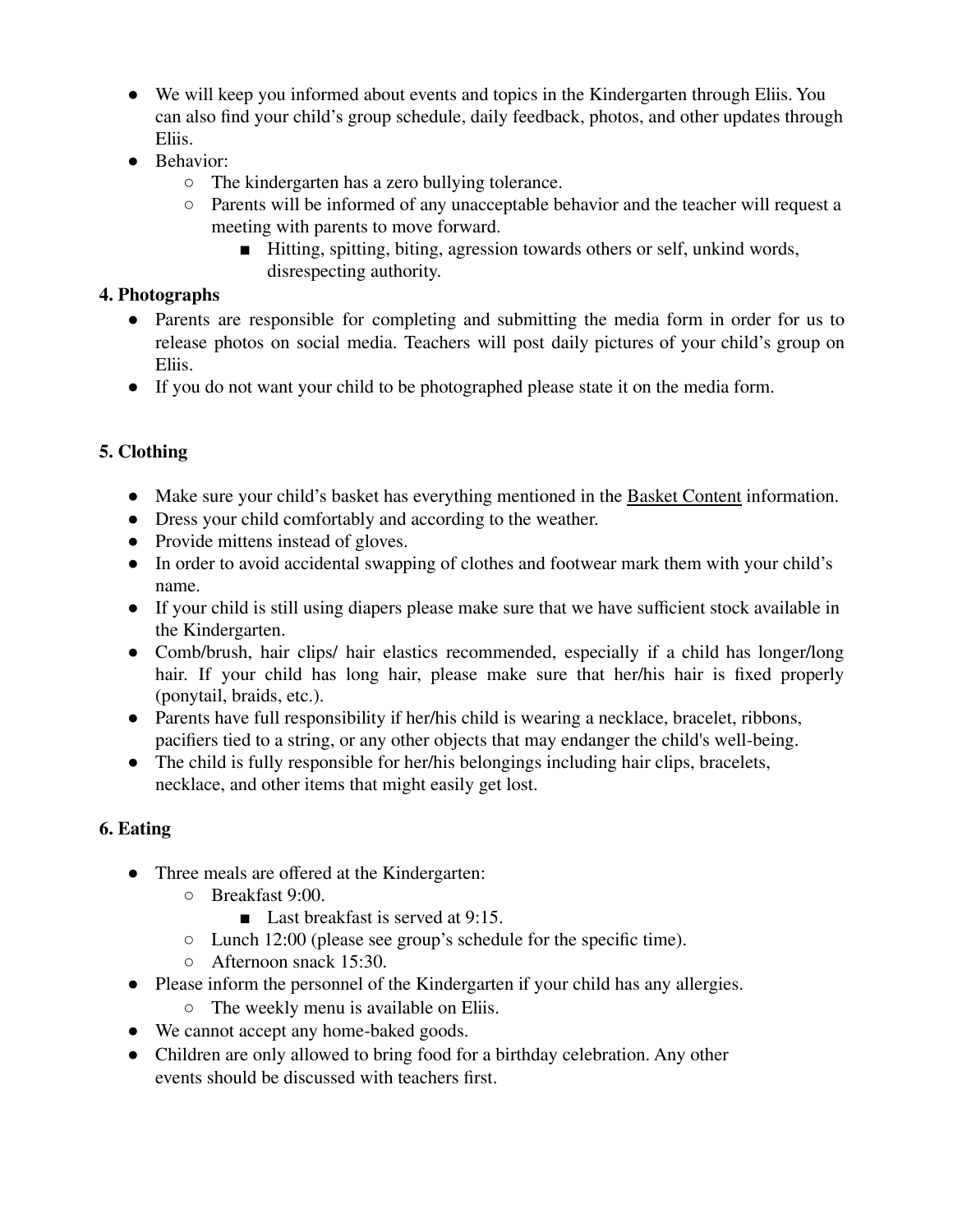- We will keep you informed about events and topics in the Kindergarten through Eliis. You can also find your child's group schedule, daily feedback, photos, and other updates through Eliis.
- Behavior:
  - The kindergarten has a zero bullying tolerance.
  - Parents will be informed of any unacceptable behavior and the teacher will request a meeting with parents to move forward.
    - Hitting, spitting, biting, agression towards others or self, unkind words, disrespecting authority.

**4. Photographs**

- Parents are responsible for completing and submitting the media form in order for us to release photos on social media. Teachers will post daily pictures of your child's group on Eliis.
- If you do not want your child to be photographed please state it on the media form.

**5. Clothing**

- Make sure your child's basket has everything mentioned in the Basket Content information.
- Dress your child comfortably and according to the weather.
- Provide mittens instead of gloves.
- In order to avoid accidental swapping of clothes and footwear mark them with your child's name.
- If your child is still using diapers please make sure that we have sufficient stock available in the Kindergarten.
- Comb/brush, hair clips/ hair elastics recommended, especially if a child has longer/long hair. If your child has long hair, please make sure that her/his hair is fixed properly (ponytail, braids, etc.).
- Parents have full responsibility if her/his child is wearing a necklace, bracelet, ribbons, pacifiers tied to a string, or any other objects that may endanger the child's well-being.
- The child is fully responsible for her/his belongings including hair clips, bracelets, necklace, and other items that might easily get lost.

**6. Eating**

- Three meals are offered at the Kindergarten:
  - Breakfast 9:00.
    - Last breakfast is served at 9:15.
  - Lunch 12:00 (please see group's schedule for the specific time).
  - Afternoon snack 15:30.
- Please inform the personnel of the Kindergarten if your child has any allergies.
  - The weekly menu is available on Eliis.
- We cannot accept any home-baked goods.
- Children are only allowed to bring food for a birthday celebration. Any other events should be discussed with teachers first.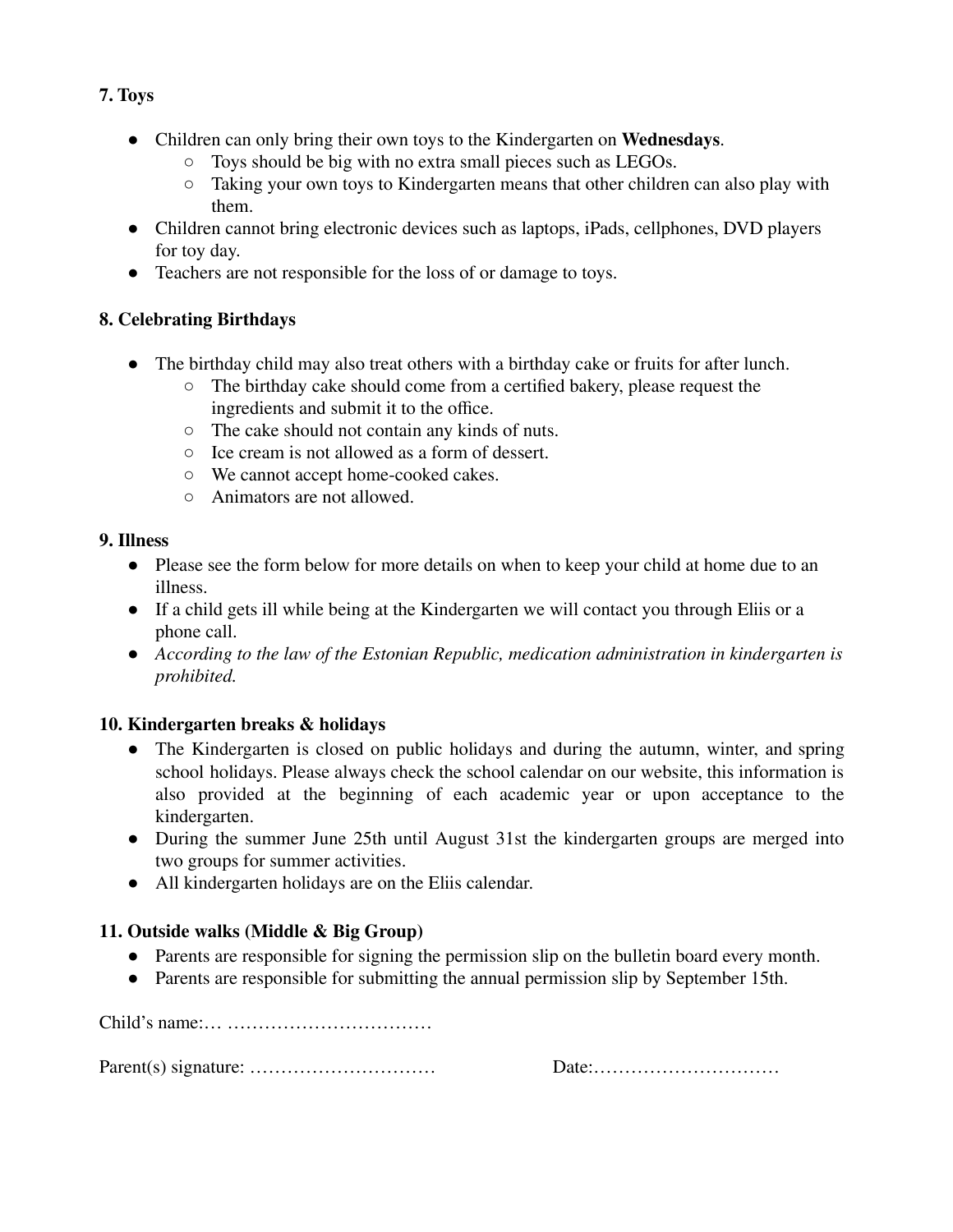### 7. Toys

- Children can only bring their own toys to the Kindergarten on **Wednesdays**.
  - Toys should be big with no extra small pieces such as LEGOs.
  - Taking your own toys to Kindergarten means that other children can also play with them.
- Children cannot bring electronic devices such as laptops, iPads, cellphones, DVD players for toy day.
- Teachers are not responsible for the loss of or damage to toys.

### 8. Celebrating Birthdays

- The birthday child may also treat others with a birthday cake or fruits for after lunch.
  - The birthday cake should come from a certified bakery, please request the ingredients and submit it to the office.
  - The cake should not contain any kinds of nuts.
  - Ice cream is not allowed as a form of dessert.
  - We cannot accept home-cooked cakes.
  - Animators are not allowed.

### 9. Illness

- Please see the form below for more details on when to keep your child at home due to an illness.
- If a child gets ill while being at the Kindergarten we will contact you through Eliis or a phone call.
- *According to the law of the Estonian Republic, medication administration in kindergarten is prohibited.*

### 10. Kindergarten breaks & holidays

- The Kindergarten is closed on public holidays and during the autumn, winter, and spring school holidays. Please always check the school calendar on our website, this information is also provided at the beginning of each academic year or upon acceptance to the kindergarten.
- During the summer June 25th until August 31st the kindergarten groups are merged into two groups for summer activities.
- All kindergarten holidays are on the Eliis calendar.

### 11. Outside walks (Middle & Big Group)

- Parents are responsible for signing the permission slip on the bulletin board every month.
- Parents are responsible for submitting the annual permission slip by September 15th.

Child's name:… ……………………………

Parent(s) signature: …………………………     Date:…………………………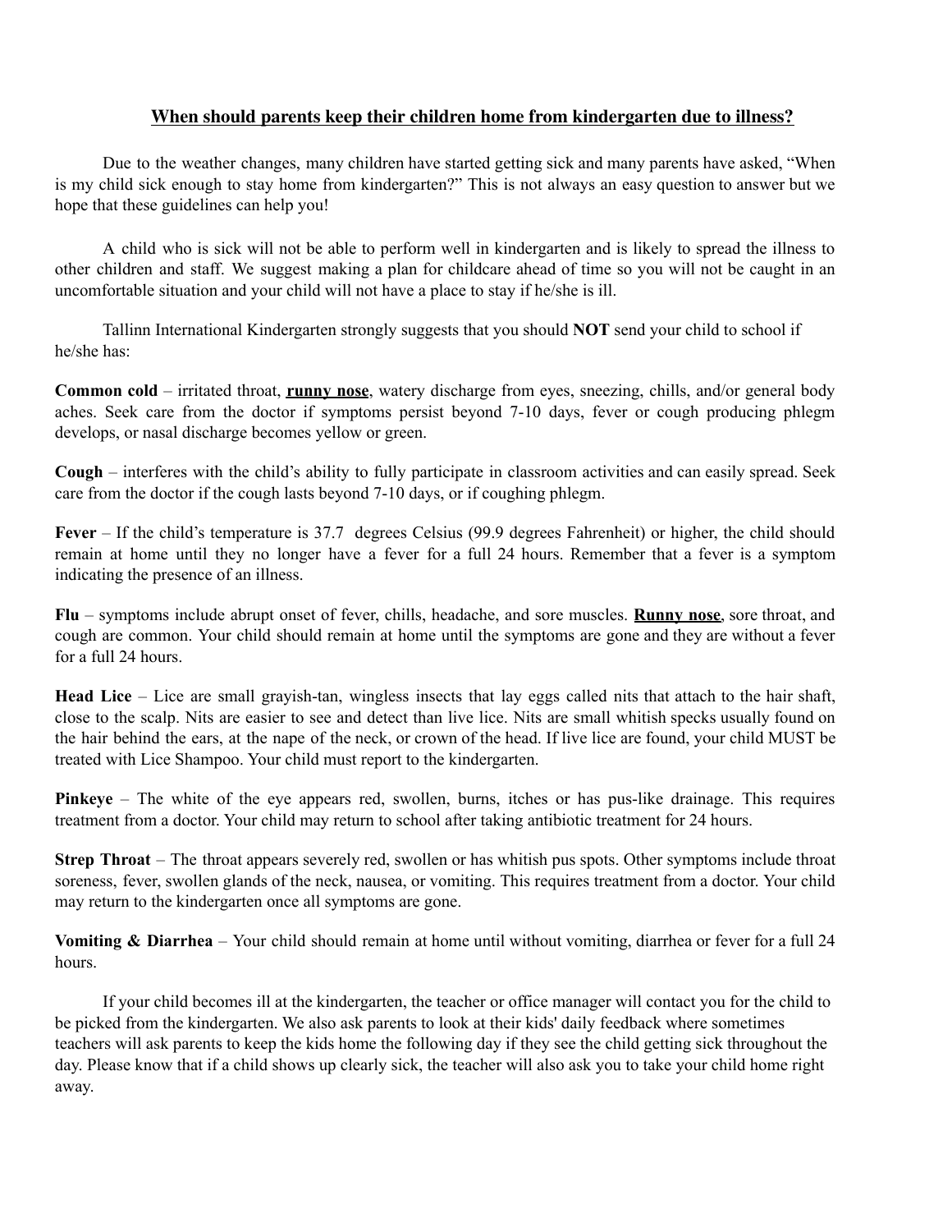## <u>When should parents keep their children home from kindergarten due to illness?</u>

Due to the weather changes, many children have started getting sick and many parents have asked, "When is my child sick enough to stay home from kindergarten?" This is not always an easy question to answer but we hope that these guidelines can help you!

A child who is sick will not be able to perform well in kindergarten and is likely to spread the illness to other children and staff. We suggest making a plan for childcare ahead of time so you will not be caught in an uncomfortable situation and your child will not have a place to stay if he/she is ill.

Tallinn International Kindergarten strongly suggests that you should **NOT** send your child to school if he/she has:

**Common cold** – irritated throat, **<u>runny nose</u>**, watery discharge from eyes, sneezing, chills, and/or general body aches. Seek care from the doctor if symptoms persist beyond 7-10 days, fever or cough producing phlegm develops, or nasal discharge becomes yellow or green.

**Cough** – interferes with the child's ability to fully participate in classroom activities and can easily spread. Seek care from the doctor if the cough lasts beyond 7-10 days, or if coughing phlegm.

**Fever** – If the child's temperature is 37.7 degrees Celsius (99.9 degrees Fahrenheit) or higher, the child should remain at home until they no longer have a fever for a full 24 hours. Remember that a fever is a symptom indicating the presence of an illness.

**Flu** – symptoms include abrupt onset of fever, chills, headache, and sore muscles. **<u>Runny nose</u>**, sore throat, and cough are common. Your child should remain at home until the symptoms are gone and they are without a fever for a full 24 hours.

**Head Lice** – Lice are small grayish-tan, wingless insects that lay eggs called nits that attach to the hair shaft, close to the scalp. Nits are easier to see and detect than live lice. Nits are small whitish specks usually found on the hair behind the ears, at the nape of the neck, or crown of the head. If live lice are found, your child MUST be treated with Lice Shampoo. Your child must report to the kindergarten.

**Pinkeye** – The white of the eye appears red, swollen, burns, itches or has pus-like drainage. This requires treatment from a doctor. Your child may return to school after taking antibiotic treatment for 24 hours.

**Strep Throat** – The throat appears severely red, swollen or has whitish pus spots. Other symptoms include throat soreness, fever, swollen glands of the neck, nausea, or vomiting. This requires treatment from a doctor. Your child may return to the kindergarten once all symptoms are gone.

**Vomiting & Diarrhea** – Your child should remain at home until without vomiting, diarrhea or fever for a full 24 hours.

If your child becomes ill at the kindergarten, the teacher or office manager will contact you for the child to be picked from the kindergarten. We also ask parents to look at their kids' daily feedback where sometimes teachers will ask parents to keep the kids home the following day if they see the child getting sick throughout the day. Please know that if a child shows up clearly sick, the teacher will also ask you to take your child home right away.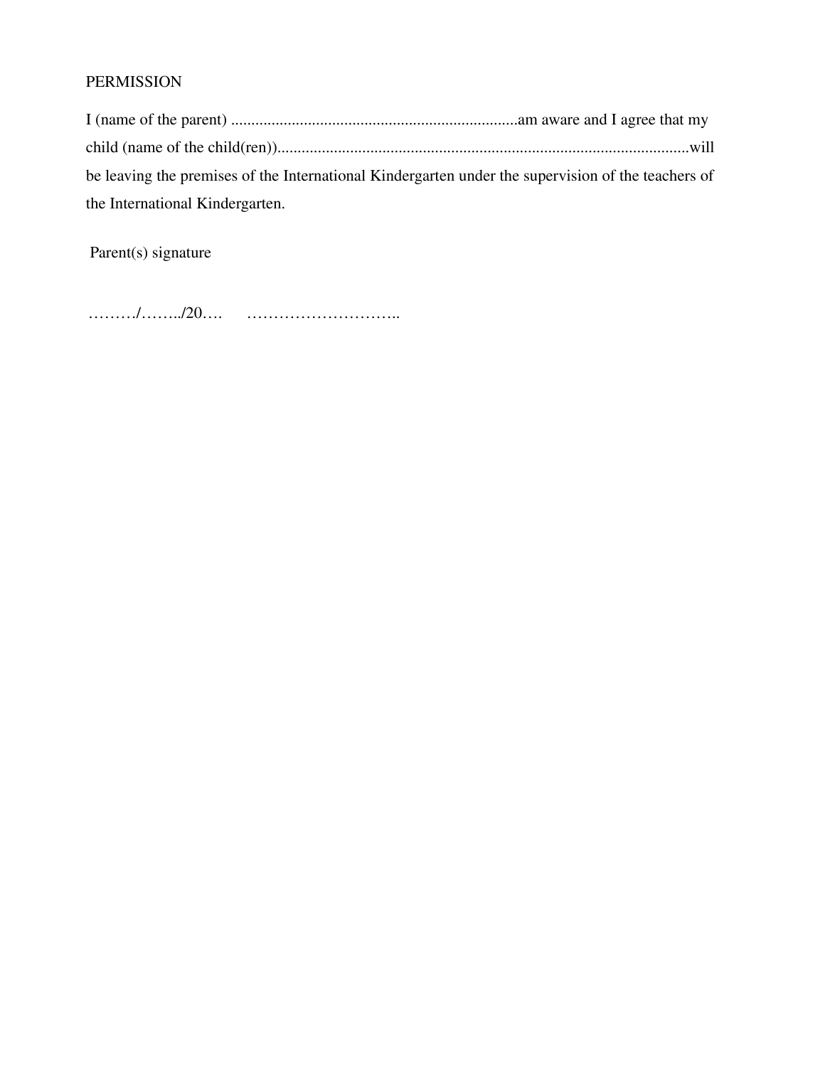PERMISSION

I (name of the parent) .......................................................................am aware and I agree that my child (name of the child(ren))......................................................................................................will be leaving the premises of the International Kindergarten under the supervision of the teachers of the International Kindergarten.

Parent(s) signature

………/……../20….      ………………………..